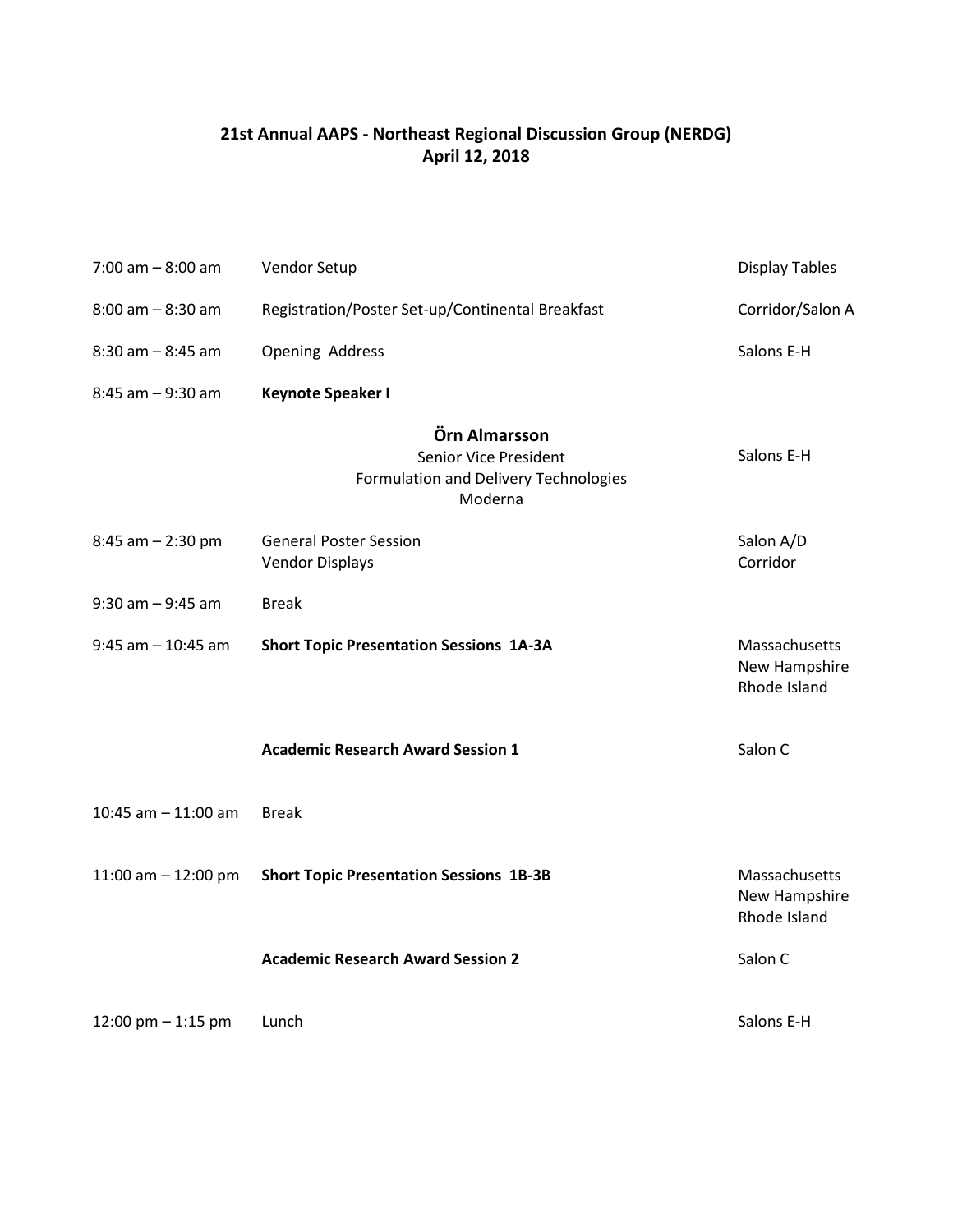# 21st Annual AAPS - Northeast Regional Discussion Group (NERDG)

## April 12, 2018

| Time | Event | Location |
|---|---|---|
| 7:00 am – 8:00 am | Vendor Setup | Display Tables |
| 8:00 am – 8:30 am | Registration/Poster Set-up/Continental Breakfast | Corridor/Salon A |
| 8:30 am – 8:45 am | Opening Address | Salons E-H |
| 8:45 am – 9:30 am | **Keynote Speaker I** | |
| | **Örn Almarsson**<br>Senior Vice President<br>Formulation and Delivery Technologies<br>Moderna | Salons E-H |
| 8:45 am – 2:30 pm | General Poster Session<br>Vendor Displays | Salon A/D<br>Corridor |
| 9:30 am – 9:45 am | Break | |
| 9:45 am – 10:45 am | **Short Topic Presentation Sessions 1A-3A** | Massachusetts<br>New Hampshire<br>Rhode Island |
| | **Academic Research Award Session 1** | Salon C |
| 10:45 am – 11:00 am | Break | |
| 11:00 am – 12:00 pm | **Short Topic Presentation Sessions 1B-3B** | Massachusetts<br>New Hampshire<br>Rhode Island |
| | **Academic Research Award Session 2** | Salon C |
| 12:00 pm – 1:15 pm | Lunch | Salons E-H |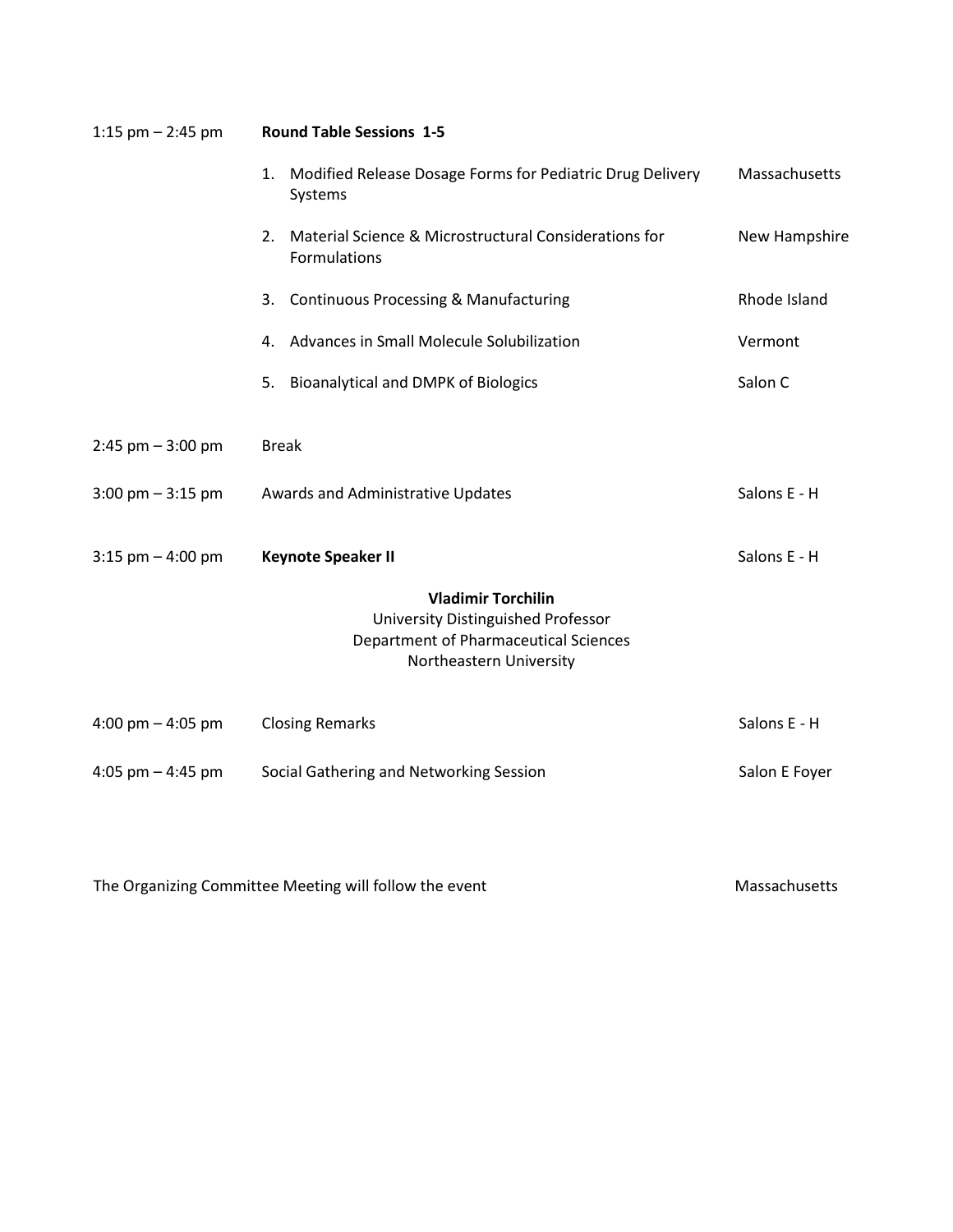| Time | Session | Location |
|---|---|---|
| 1:15 pm – 2:45 pm | **Round Table Sessions 1-5** | |
| | 1. Modified Release Dosage Forms for Pediatric Drug Delivery Systems | Massachusetts |
| | 2. Material Science & Microstructural Considerations for Formulations | New Hampshire |
| | 3. Continuous Processing & Manufacturing | Rhode Island |
| | 4. Advances in Small Molecule Solubilization | Vermont |
| | 5. Bioanalytical and DMPK of Biologics | Salon C |
| 2:45 pm – 3:00 pm | Break | |
| 3:00 pm – 3:15 pm | Awards and Administrative Updates | Salons E - H |
| 3:15 pm – 4:00 pm | **Keynote Speaker II** | Salons E - H |

**Vladimir Torchilin**
University Distinguished Professor
Department of Pharmaceutical Sciences
Northeastern University

| Time | Session | Location |
|---|---|---|
| 4:00 pm – 4:05 pm | Closing Remarks | Salons E - H |
| 4:05 pm – 4:45 pm | Social Gathering and Networking Session | Salon E Foyer |

The Organizing Committee Meeting will follow the event — Massachusetts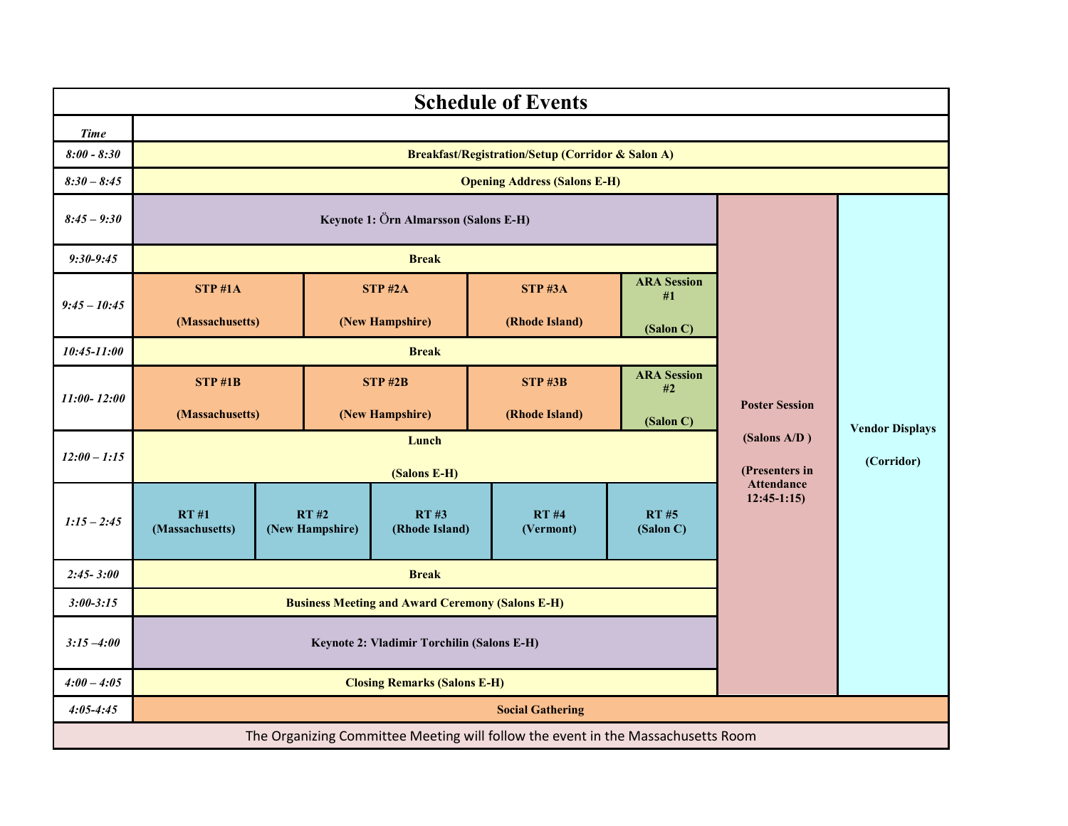# Schedule of Events

| *Time* | | | | | | | |
|---|---|---|---|---|---|---|---|
| *8:00 - 8:30* | **Breakfast/Registration/Setup (Corridor & Salon A)** | | | | | | |
| *8:30 – 8:45* | **Opening Address (Salons E-H)** | | | | | | |
| *8:45 – 9:30* | **Keynote 1: Örn Almarsson (Salons E-H)** | | | | | **Poster Session (Salons A/D ) (Presenters in Attendance 12:45-1:15)** | **Vendor Displays (Corridor)** |
| *9:30-9:45* | **Break** | | | | | | |
| *9:45 – 10:45* | **STP #1A (Massachusetts)** | **STP #2A (New Hampshire)** | **STP #3A (Rhode Island)** | **ARA Session #1 (Salon C)** | | | |
| *10:45-11:00* | **Break** | | | | | | |
| *11:00- 12:00* | **STP #1B (Massachusetts)** | **STP #2B (New Hampshire)** | **STP #3B (Rhode Island)** | **ARA Session #2 (Salon C)** | | | |
| *12:00 – 1:15* | **Lunch (Salons E-H)** | | | | | | |
| *1:15 – 2:45* | **RT #1 (Massachusetts)** | **RT #2 (New Hampshire)** | **RT #3 (Rhode Island)** | **RT #4 (Vermont)** | **RT #5 (Salon C)** | | |
| *2:45- 3:00* | **Break** | | | | | | |
| *3:00-3:15* | **Business Meeting and Award Ceremony (Salons E-H)** | | | | | | |
| *3:15 –4:00* | **Keynote 2: Vladimir Torchilin (Salons E-H)** | | | | | | |
| *4:00 – 4:05* | **Closing Remarks (Salons E-H)** | | | | | | |
| *4:05-4:45* | **Social Gathering** | | | | | | |

The Organizing Committee Meeting will follow the event in the Massachusetts Room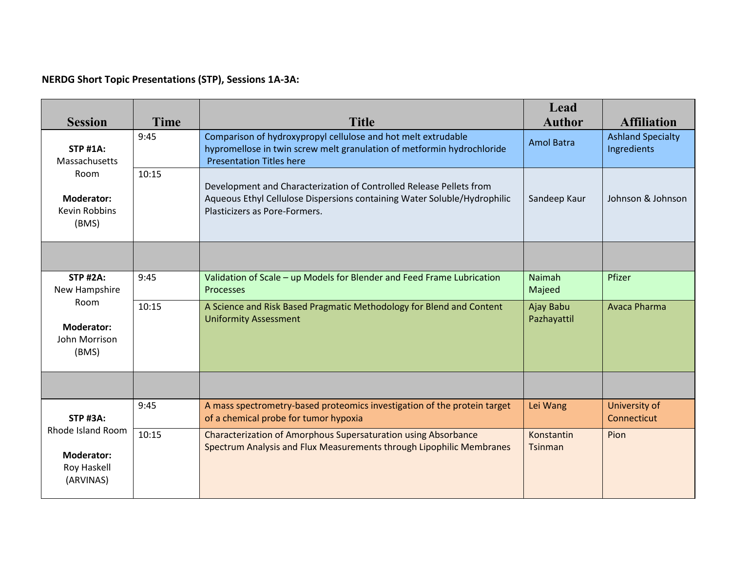**NERDG Short Topic Presentations (STP), Sessions 1A-3A:**

| Session | Time | Title | Lead Author | Affiliation |
|---|---|---|---|---|
| **STP #1A:** Massachusetts Room **Moderator:** Kevin Robbins (BMS) | 9:45 | Comparison of hydroxypropyl cellulose and hot melt extrudable hypromellose in twin screw melt granulation of metformin hydrochloride Presentation Titles here | Amol Batra | Ashland Specialty Ingredients |
| | 10:15 | Development and Characterization of Controlled Release Pellets from Aqueous Ethyl Cellulose Dispersions containing Water Soluble/Hydrophilic Plasticizers as Pore-Formers. | Sandeep Kaur | Johnson & Johnson |
| | | | | |
| **STP #2A:** New Hampshire Room **Moderator:** John Morrison (BMS) | 9:45 | Validation of Scale – up Models for Blender and Feed Frame Lubrication Processes | Naimah Majeed | Pfizer |
| | 10:15 | A Science and Risk Based Pragmatic Methodology for Blend and Content Uniformity Assessment | Ajay Babu Pazhayattil | Avaca Pharma |
| | | | | |
| **STP #3A:** Rhode Island Room **Moderator:** Roy Haskell (ARVINAS) | 9:45 | A mass spectrometry-based proteomics investigation of the protein target of a chemical probe for tumor hypoxia | Lei Wang | University of Connecticut |
| | 10:15 | Characterization of Amorphous Supersaturation using Absorbance Spectrum Analysis and Flux Measurements through Lipophilic Membranes | Konstantin Tsinman | Pion |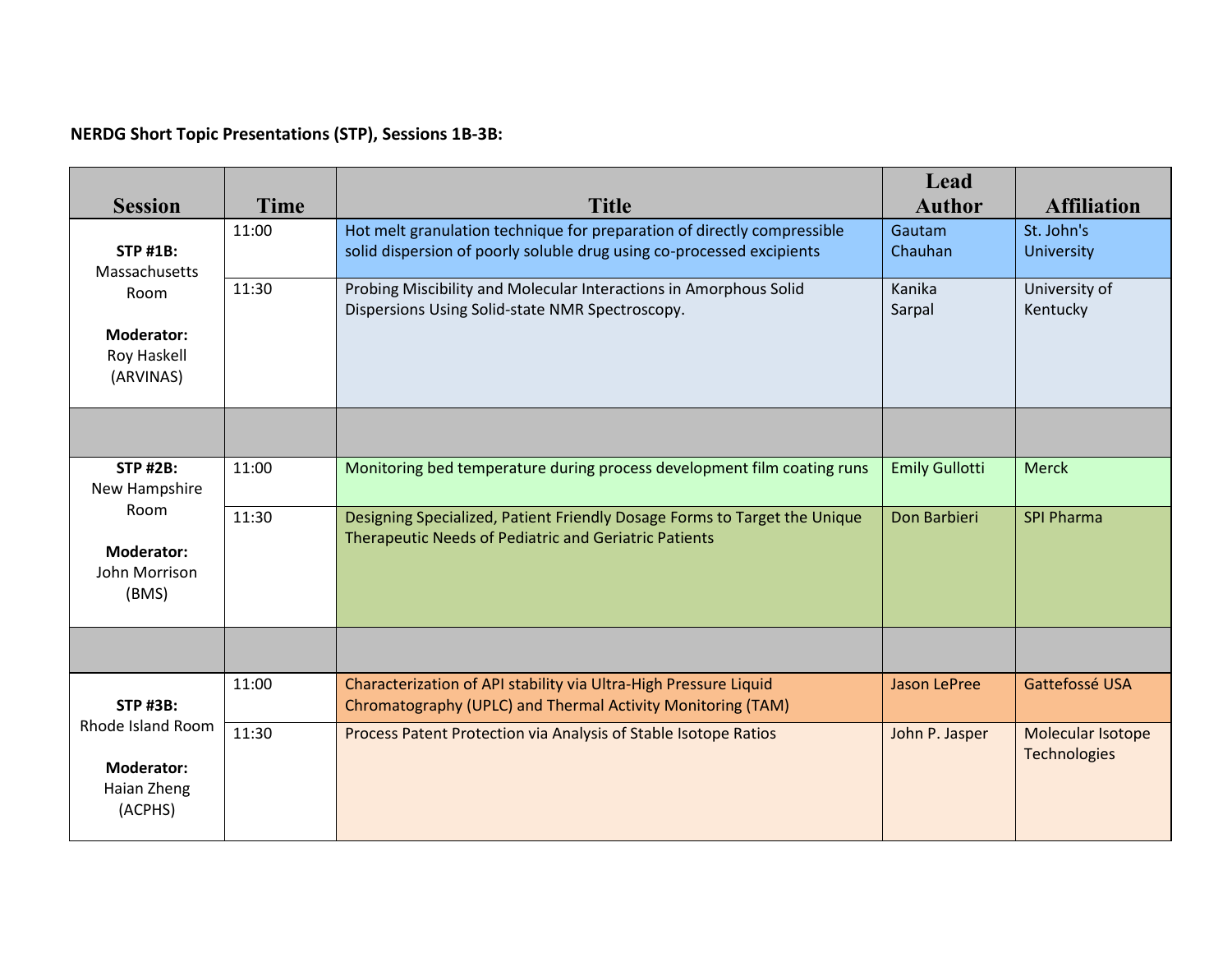**NERDG Short Topic Presentations (STP), Sessions 1B-3B:**

| Session | Time | Title | Lead Author | Affiliation |
|---|---|---|---|---|
| **STP #1B:** Massachusetts Room **Moderator:** Roy Haskell (ARVINAS) | 11:00 | Hot melt granulation technique for preparation of directly compressible solid dispersion of poorly soluble drug using co-processed excipients | Gautam Chauhan | St. John's University |
| | 11:30 | Probing Miscibility and Molecular Interactions in Amorphous Solid Dispersions Using Solid-state NMR Spectroscopy. | Kanika Sarpal | University of Kentucky |
| | | | | |
| **STP #2B:** New Hampshire Room **Moderator:** John Morrison (BMS) | 11:00 | Monitoring bed temperature during process development film coating runs | Emily Gullotti | Merck |
| | 11:30 | Designing Specialized, Patient Friendly Dosage Forms to Target the Unique Therapeutic Needs of Pediatric and Geriatric Patients | Don Barbieri | SPI Pharma |
| | | | | |
| **STP #3B:** Rhode Island Room **Moderator:** Haian Zheng (ACPHS) | 11:00 | Characterization of API stability via Ultra-High Pressure Liquid Chromatography (UPLC) and Thermal Activity Monitoring (TAM) | Jason LePree | Gattefossé USA |
| | 11:30 | Process Patent Protection via Analysis of Stable Isotope Ratios | John P. Jasper | Molecular Isotope Technologies |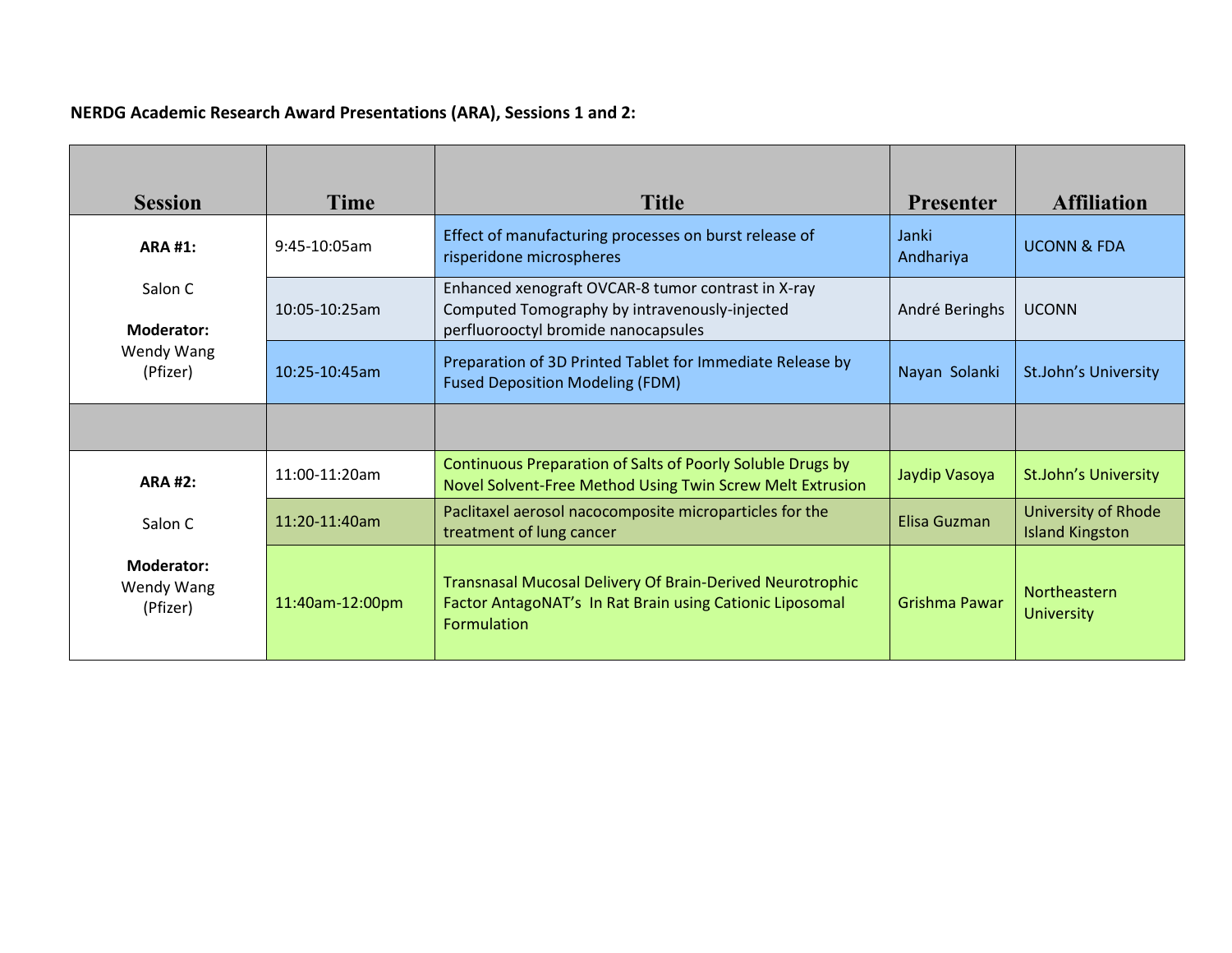**NERDG Academic Research Award Presentations (ARA), Sessions 1 and 2:**

| Session | Time | Title | Presenter | Affiliation |
|---|---|---|---|---|
| **ARA #1:** Salon C **Moderator:** Wendy Wang (Pfizer) | 9:45-10:05am | Effect of manufacturing processes on burst release of risperidone microspheres | Janki Andhariya | UCONN & FDA |
| | 10:05-10:25am | Enhanced xenograft OVCAR-8 tumor contrast in X-ray Computed Tomography by intravenously-injected perfluorooctyl bromide nanocapsules | André Beringhs | UCONN |
| | 10:25-10:45am | Preparation of 3D Printed Tablet for Immediate Release by Fused Deposition Modeling (FDM) | Nayan Solanki | St.John's University |
| | | | | |
| **ARA #2:** Salon C **Moderator:** Wendy Wang (Pfizer) | 11:00-11:20am | Continuous Preparation of Salts of Poorly Soluble Drugs by Novel Solvent-Free Method Using Twin Screw Melt Extrusion | Jaydip Vasoya | St.John's University |
| | 11:20-11:40am | Paclitaxel aerosol nacocomposite microparticles for the treatment of lung cancer | Elisa Guzman | University of Rhode Island Kingston |
| | 11:40am-12:00pm | Transnasal Mucosal Delivery Of Brain-Derived Neurotrophic Factor AntagoNAT's In Rat Brain using Cationic Liposomal Formulation | Grishma Pawar | Northeastern University |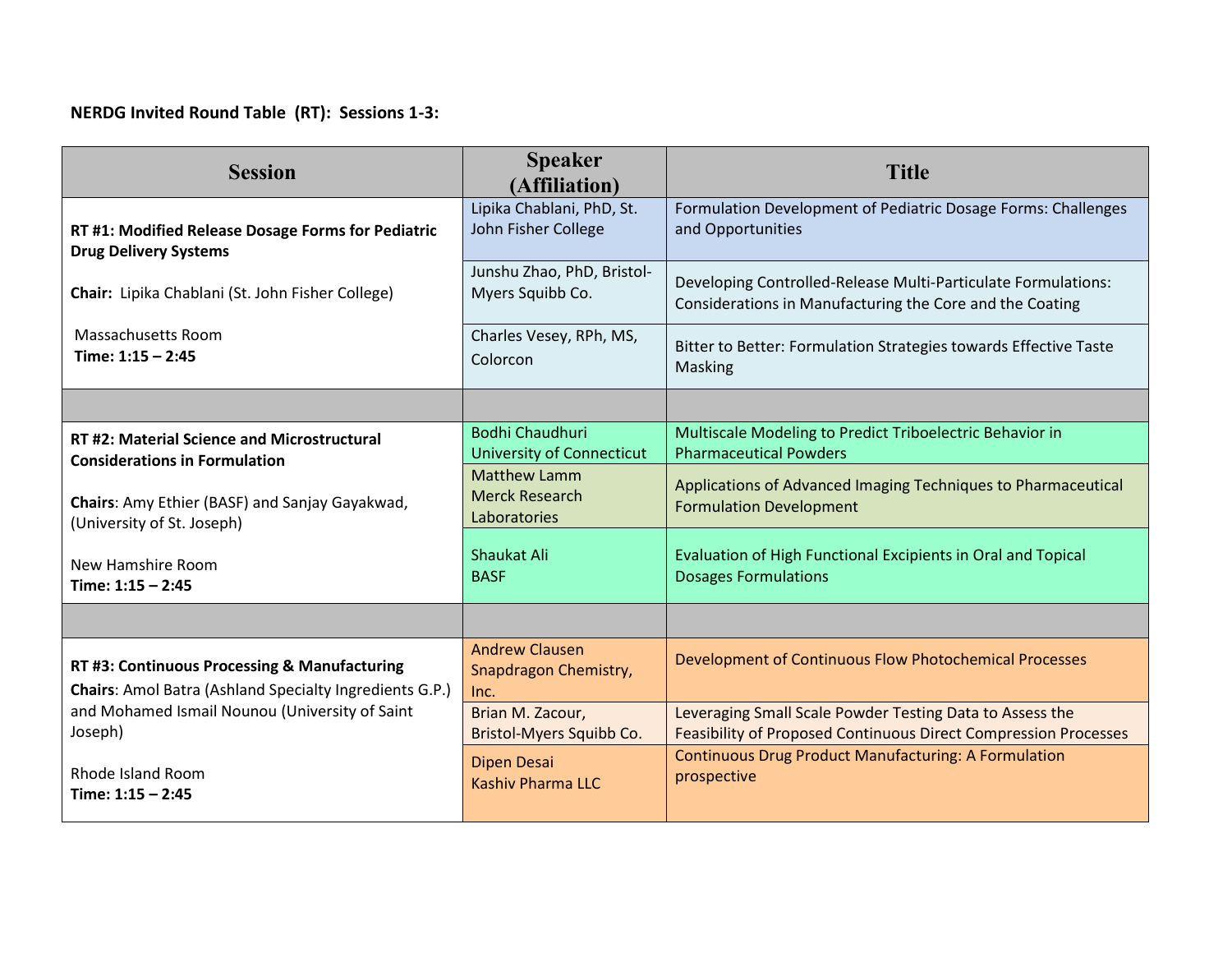**NERDG Invited Round Table (RT): Sessions 1-3:**

| Session | Speaker (Affiliation) | Title |
|---|---|---|
| **RT #1: Modified Release Dosage Forms for Pediatric Drug Delivery Systems**<br><br>**Chair:** Lipika Chablani (St. John Fisher College)<br><br>Massachusetts Room<br>**Time: 1:15 – 2:45** | Lipika Chablani, PhD, St. John Fisher College | Formulation Development of Pediatric Dosage Forms: Challenges and Opportunities |
| | Junshu Zhao, PhD, Bristol-Myers Squibb Co. | Developing Controlled-Release Multi-Particulate Formulations: Considerations in Manufacturing the Core and the Coating |
| | Charles Vesey, RPh, MS, Colorcon | Bitter to Better: Formulation Strategies towards Effective Taste Masking |
| | | |
| **RT #2: Material Science and Microstructural Considerations in Formulation**<br><br>**Chairs**: Amy Ethier (BASF) and Sanjay Gayakwad, (University of St. Joseph)<br><br>New Hamshire Room<br>**Time: 1:15 – 2:45** | Bodhi Chaudhuri University of Connecticut | Multiscale Modeling to Predict Triboelectric Behavior in Pharmaceutical Powders |
| | Matthew Lamm Merck Research Laboratories | Applications of Advanced Imaging Techniques to Pharmaceutical Formulation Development |
| | Shaukat Ali BASF | Evaluation of High Functional Excipients in Oral and Topical Dosages Formulations |
| | | |
| **RT #3: Continuous Processing & Manufacturing**<br>**Chairs**: Amol Batra (Ashland Specialty Ingredients G.P.) and Mohamed Ismail Nounou (University of Saint Joseph)<br><br>Rhode Island Room<br>**Time: 1:15 – 2:45** | Andrew Clausen Snapdragon Chemistry, Inc. | Development of Continuous Flow Photochemical Processes |
| | Brian M. Zacour, Bristol-Myers Squibb Co. | Leveraging Small Scale Powder Testing Data to Assess the Feasibility of Proposed Continuous Direct Compression Processes |
| | Dipen Desai Kashiv Pharma LLC | Continuous Drug Product Manufacturing: A Formulation prospective |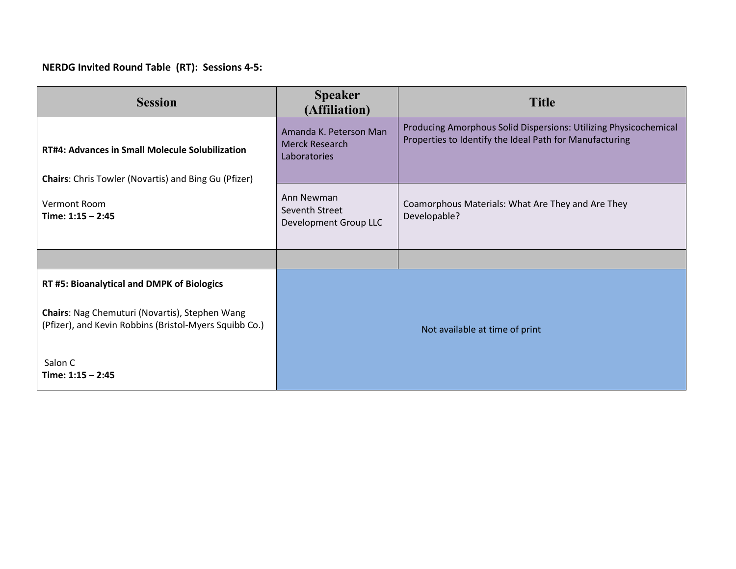**NERDG Invited Round Table (RT): Sessions 4-5:**

| Session | Speaker (Affiliation) | Title |
|---|---|---|
| **RT#4: Advances in Small Molecule Solubilization**<br><br>**Chairs**: Chris Towler (Novartis) and Bing Gu (Pfizer)<br><br>Vermont Room<br>**Time: 1:15 – 2:45** | Amanda K. Peterson Man<br>Merck Research Laboratories | Producing Amorphous Solid Dispersions: Utilizing Physicochemical Properties to Identify the Ideal Path for Manufacturing |
| | Ann Newman<br>Seventh Street Development Group LLC | Coamorphous Materials: What Are They and Are They Developable? |
| | | |
| **RT #5: Bioanalytical and DMPK of Biologics**<br><br>**Chairs**: Nag Chemuturi (Novartis), Stephen Wang (Pfizer), and Kevin Robbins (Bristol-Myers Squibb Co.)<br><br>Salon C<br>**Time: 1:15 – 2:45** | Not available at time of print | |